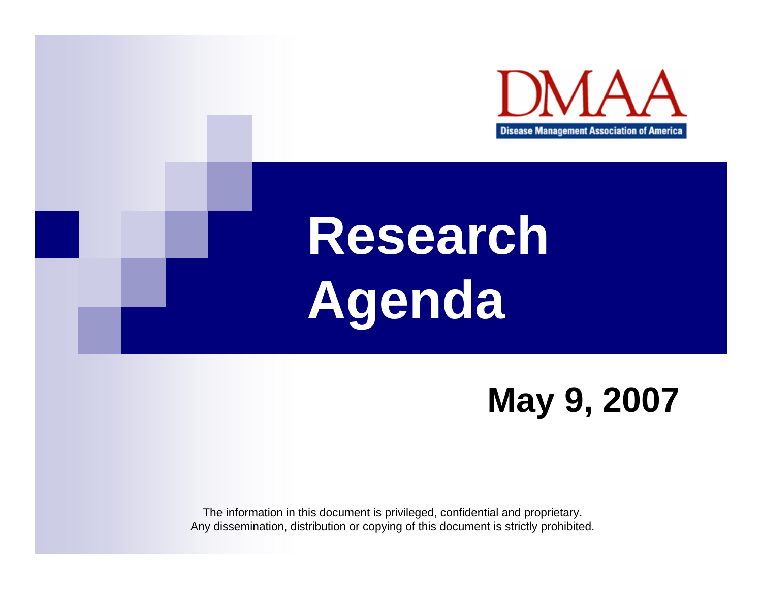DMAA

Disease Management Association of America

# Research Agenda

## May 9, 2007

The information in this document is privileged, confidential and proprietary.
Any dissemination, distribution or copying of this document is strictly prohibited.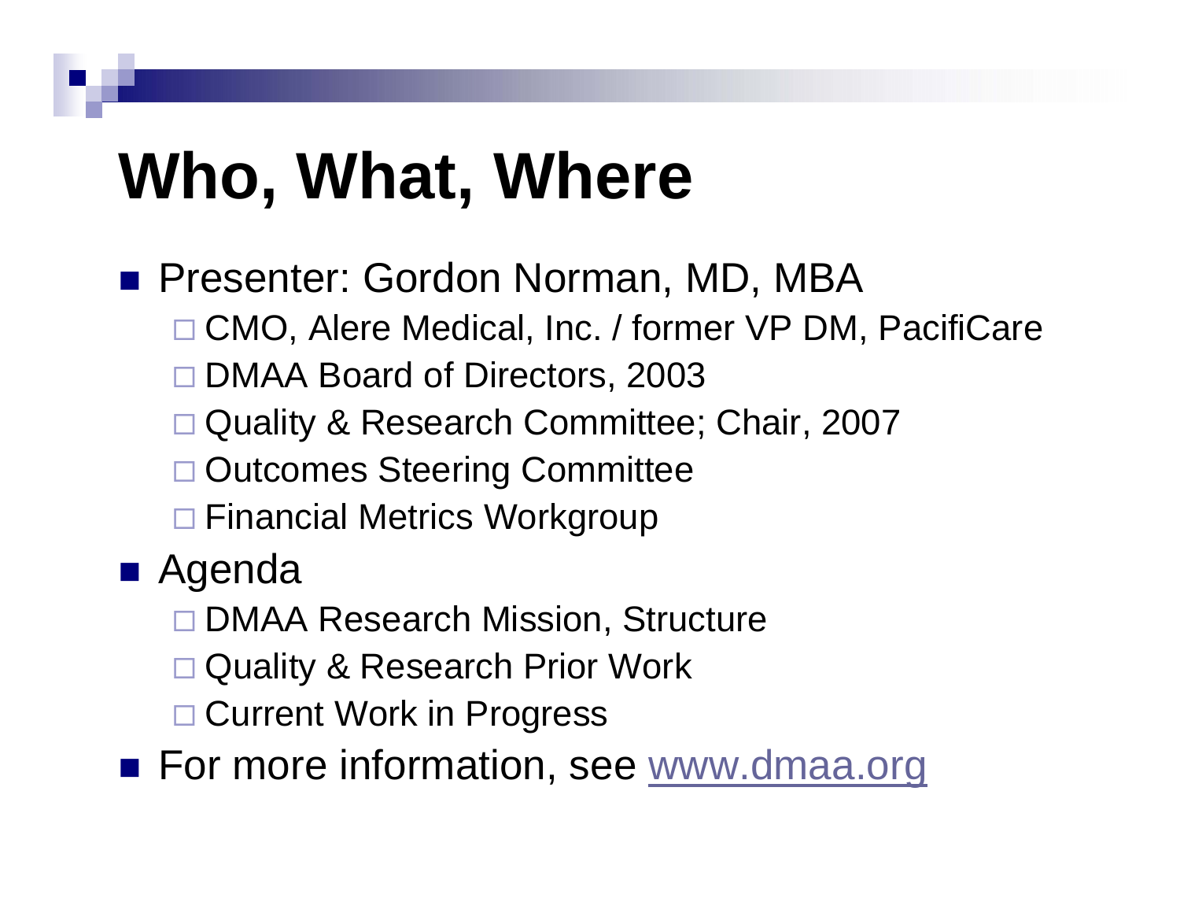# Who, What, Where

- Presenter: Gordon Norman, MD, MBA
  - CMO, Alere Medical, Inc. / former VP DM, PacifiCare
  - DMAA Board of Directors, 2003
  - Quality & Research Committee; Chair, 2007
  - Outcomes Steering Committee
  - Financial Metrics Workgroup
- Agenda
  - DMAA Research Mission, Structure
  - Quality & Research Prior Work
  - Current Work in Progress
- For more information, see www.dmaa.org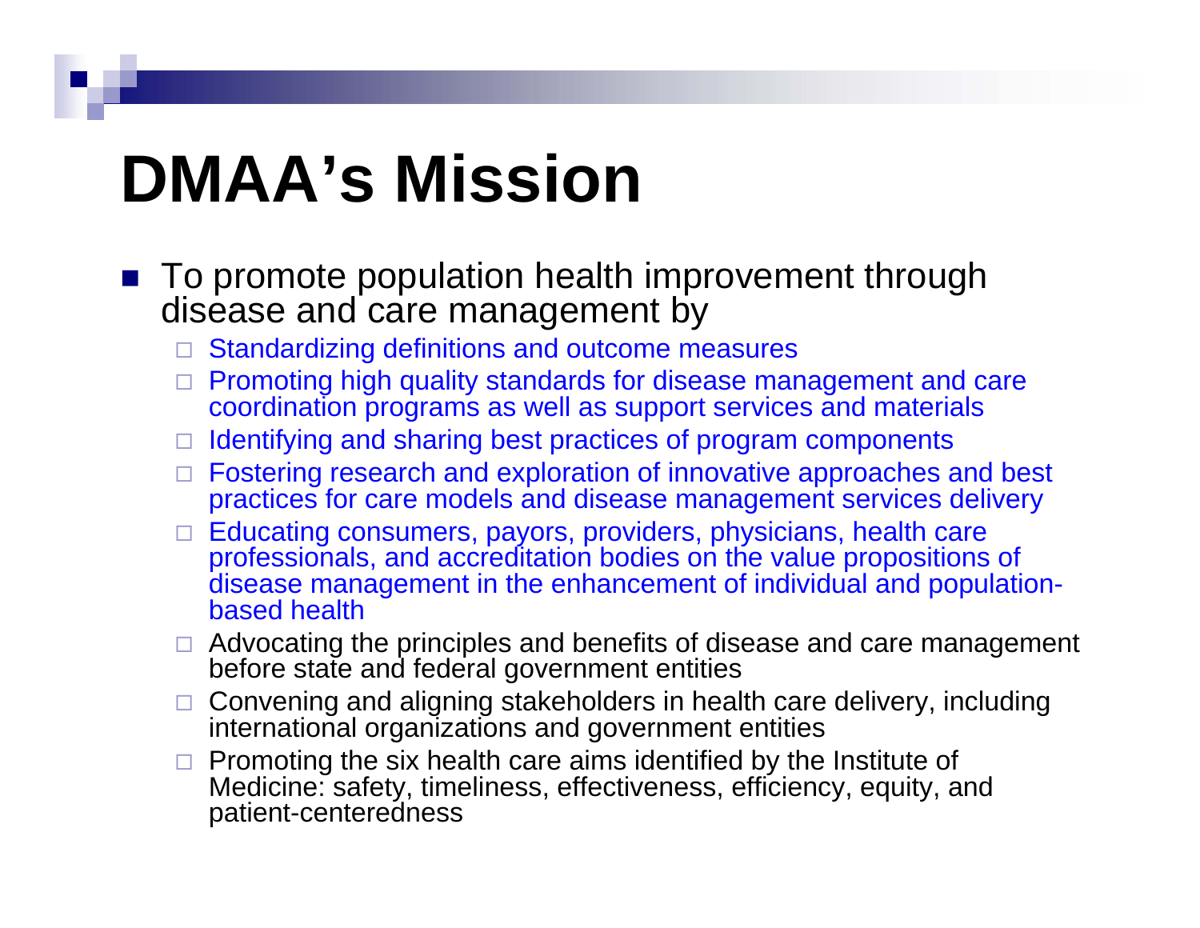# DMAA's Mission

- To promote population health improvement through disease and care management by
  - Standardizing definitions and outcome measures
  - Promoting high quality standards for disease management and care coordination programs as well as support services and materials
  - Identifying and sharing best practices of program components
  - Fostering research and exploration of innovative approaches and best practices for care models and disease management services delivery
  - Educating consumers, payors, providers, physicians, health care professionals, and accreditation bodies on the value propositions of disease management in the enhancement of individual and population-based health
  - Advocating the principles and benefits of disease and care management before state and federal government entities
  - Convening and aligning stakeholders in health care delivery, including international organizations and government entities
  - Promoting the six health care aims identified by the Institute of Medicine: safety, timeliness, effectiveness, efficiency, equity, and patient-centeredness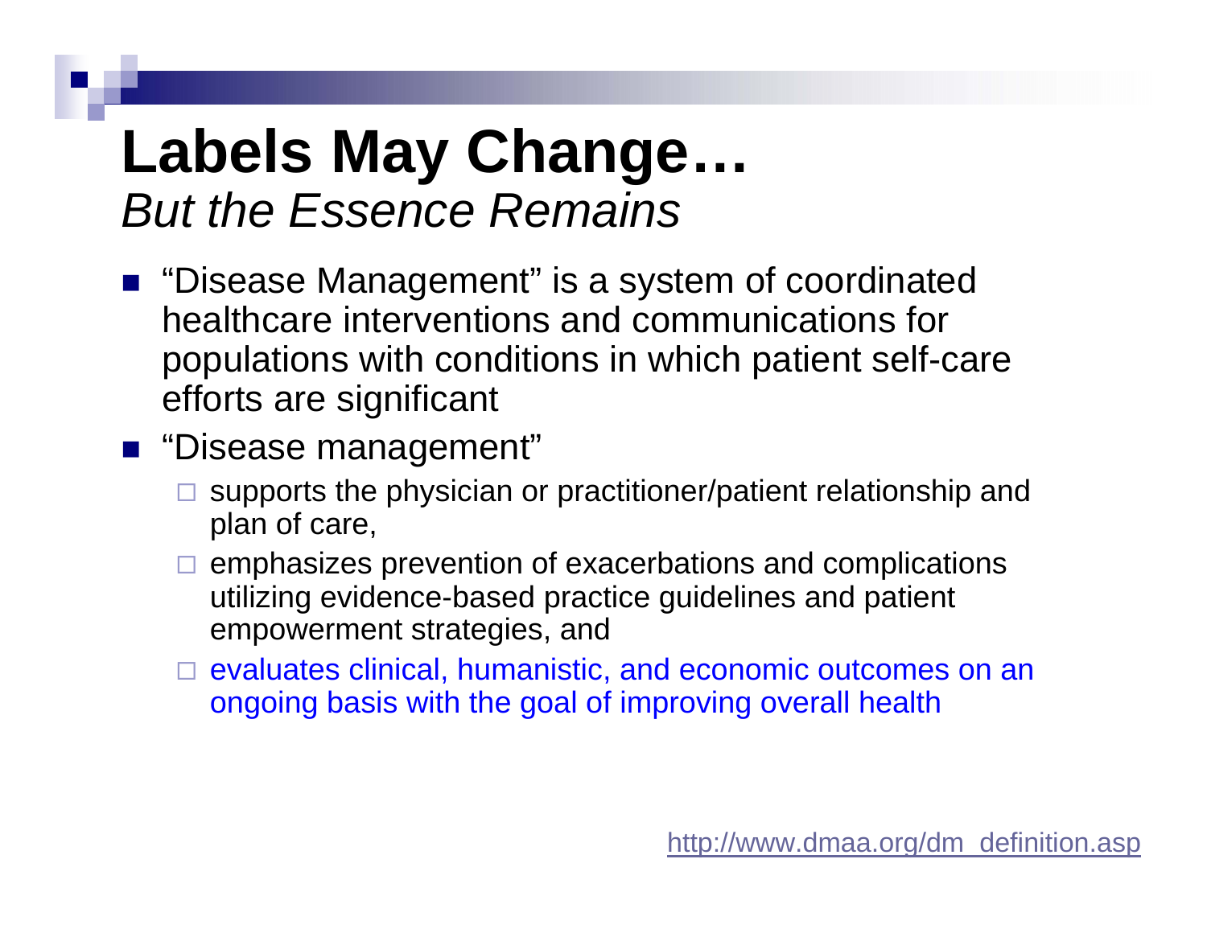# Labels May Change…

*But the Essence Remains*

- "Disease Management" is a system of coordinated healthcare interventions and communications for populations with conditions in which patient self-care efforts are significant
- "Disease management"
  - supports the physician or practitioner/patient relationship and plan of care,
  - emphasizes prevention of exacerbations and complications utilizing evidence-based practice guidelines and patient empowerment strategies, and
  - evaluates clinical, humanistic, and economic outcomes on an ongoing basis with the goal of improving overall health

http://www.dmaa.org/dm_definition.asp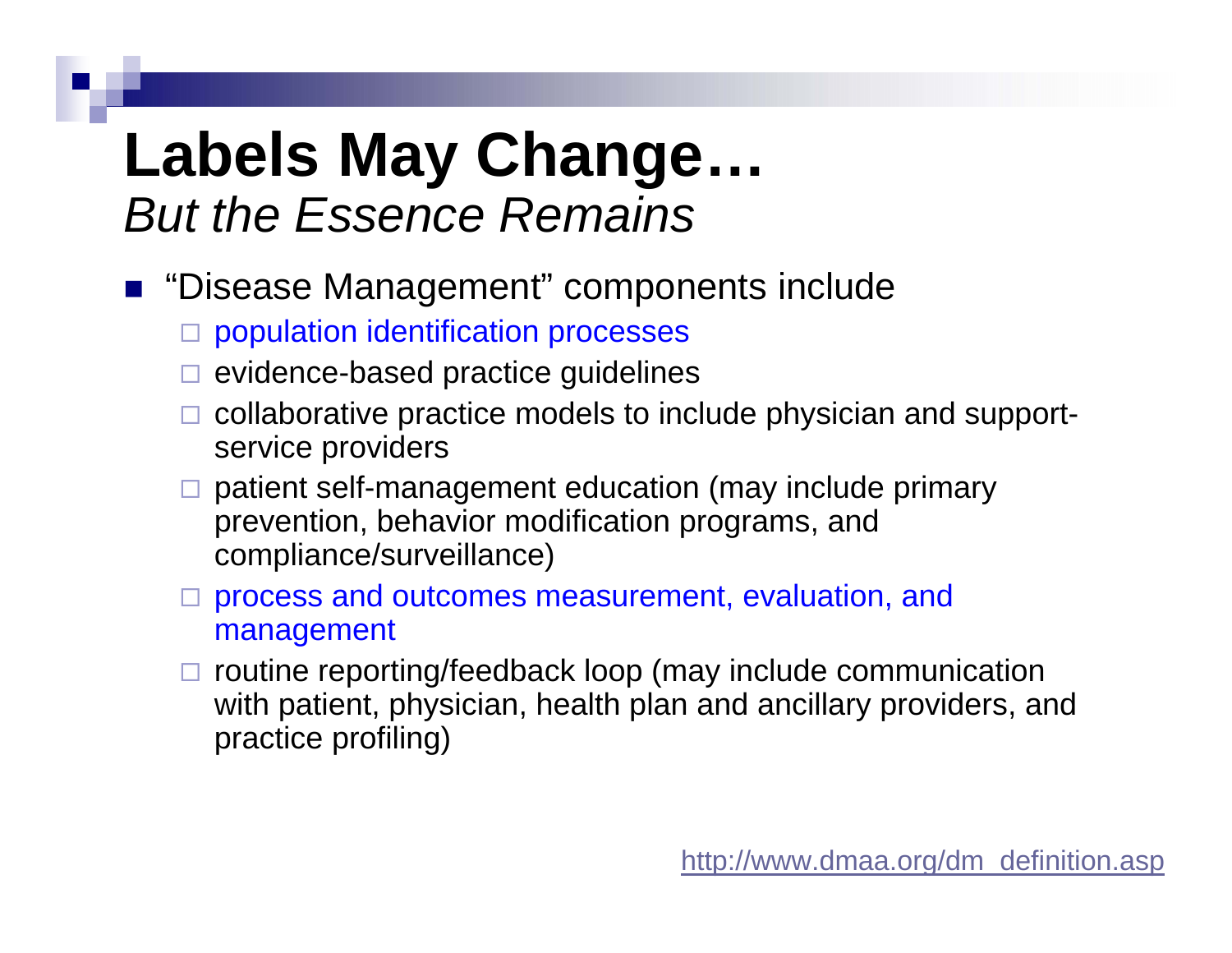# Labels May Change…

*But the Essence Remains*

- "Disease Management" components include
  - population identification processes
  - evidence-based practice guidelines
  - collaborative practice models to include physician and support-service providers
  - patient self-management education (may include primary prevention, behavior modification programs, and compliance/surveillance)
  - process and outcomes measurement, evaluation, and management
  - routine reporting/feedback loop (may include communication with patient, physician, health plan and ancillary providers, and practice profiling)

http://www.dmaa.org/dm_definition.asp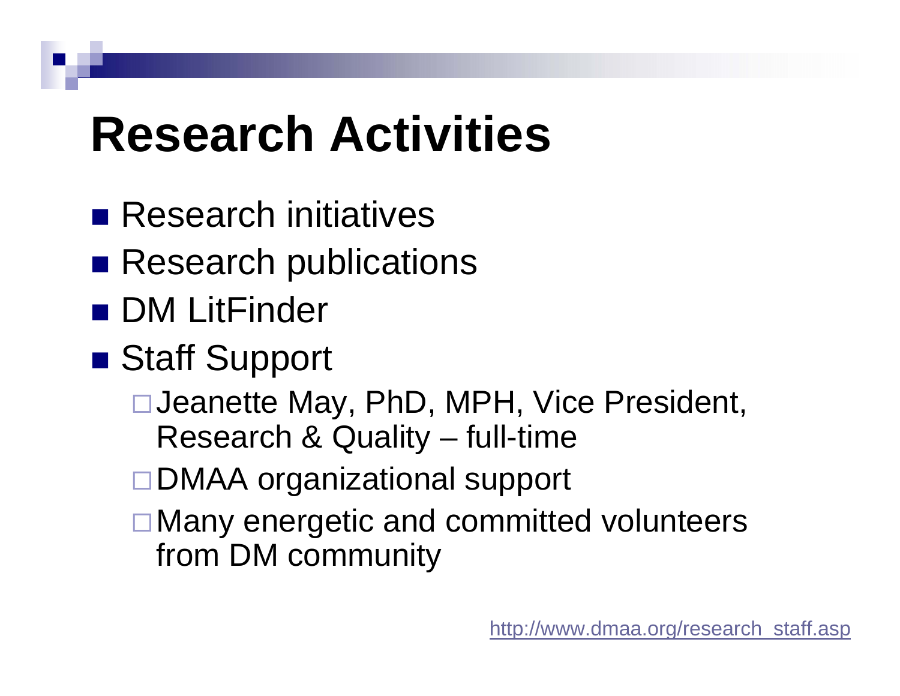# Research Activities

- Research initiatives
- Research publications
- DM LitFinder
- Staff Support
  - Jeanette May, PhD, MPH, Vice President, Research & Quality – full-time
  - DMAA organizational support
  - Many energetic and committed volunteers from DM community

http://www.dmaa.org/research_staff.asp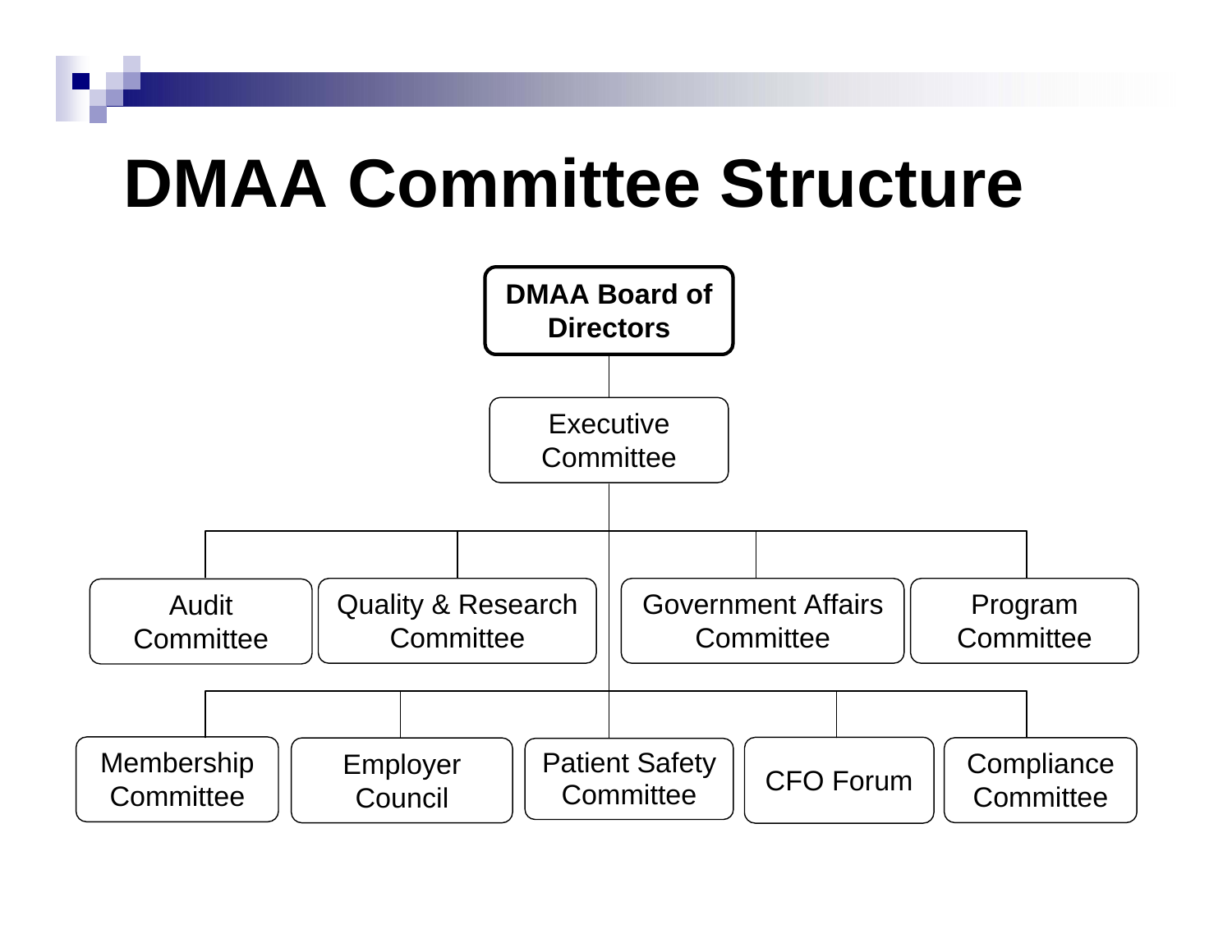# DMAA Committee Structure

- **DMAA Board of Directors**
  - Executive Committee
    - Audit Committee
    - Quality & Research Committee
    - Government Affairs Committee
    - Program Committee
    - Membership Committee
    - Employer Council
    - Patient Safety Committee
    - CFO Forum
    - Compliance Committee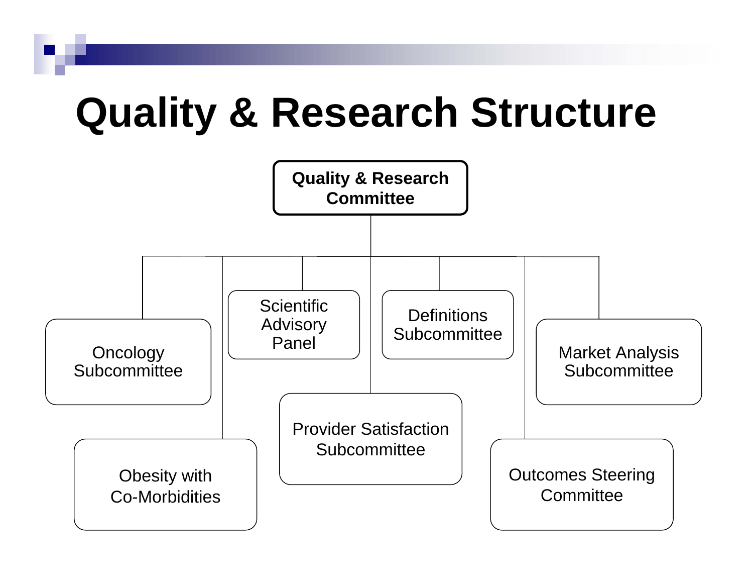# Quality & Research Structure

- **Quality & Research Committee**
  - Oncology Subcommittee
  - Obesity with Co-Morbidities
  - Scientific Advisory Panel
  - Provider Satisfaction Subcommittee
  - Definitions Subcommittee
  - Outcomes Steering Committee
  - Market Analysis Subcommittee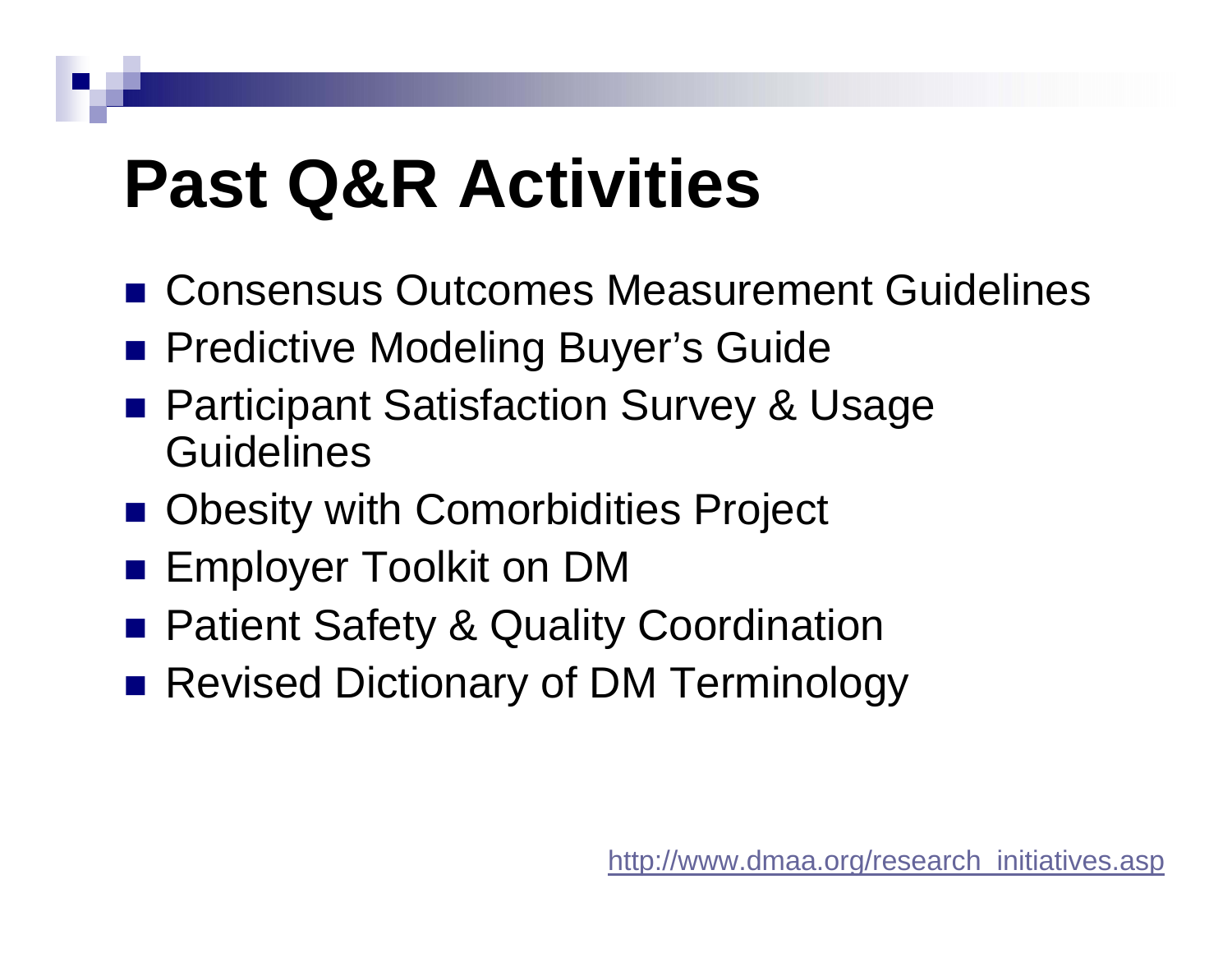# Past Q&R Activities

- Consensus Outcomes Measurement Guidelines
- Predictive Modeling Buyer's Guide
- Participant Satisfaction Survey & Usage Guidelines
- Obesity with Comorbidities Project
- Employer Toolkit on DM
- Patient Safety & Quality Coordination
- Revised Dictionary of DM Terminology

http://www.dmaa.org/research_initiatives.asp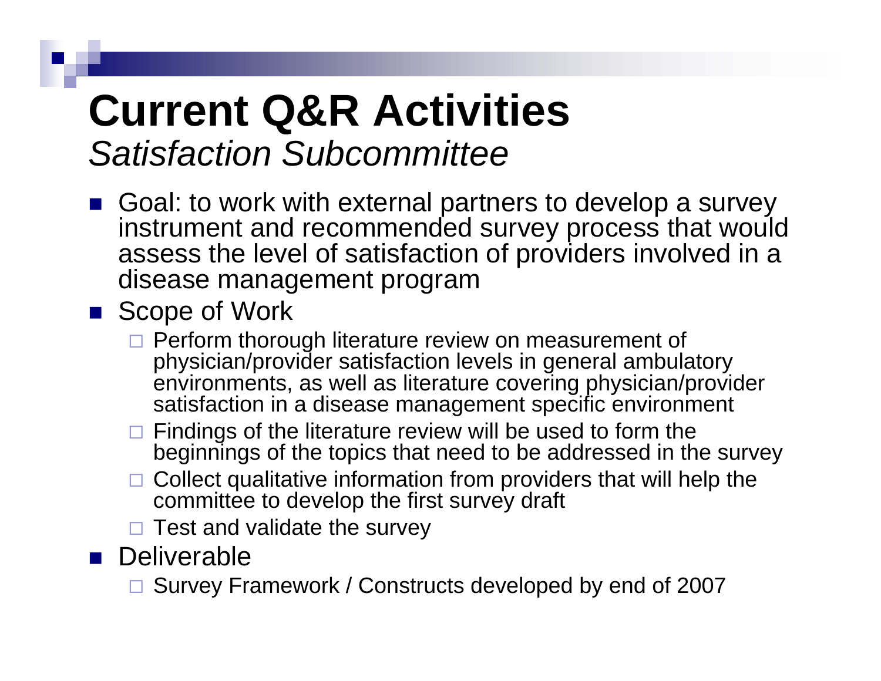# Current Q&R Activities

*Satisfaction Subcommittee*

- Goal: to work with external partners to develop a survey instrument and recommended survey process that would assess the level of satisfaction of providers involved in a disease management program
- Scope of Work
  - Perform thorough literature review on measurement of physician/provider satisfaction levels in general ambulatory environments, as well as literature covering physician/provider satisfaction in a disease management specific environment
  - Findings of the literature review will be used to form the beginnings of the topics that need to be addressed in the survey
  - Collect qualitative information from providers that will help the committee to develop the first survey draft
  - Test and validate the survey
- Deliverable
  - Survey Framework / Constructs developed by end of 2007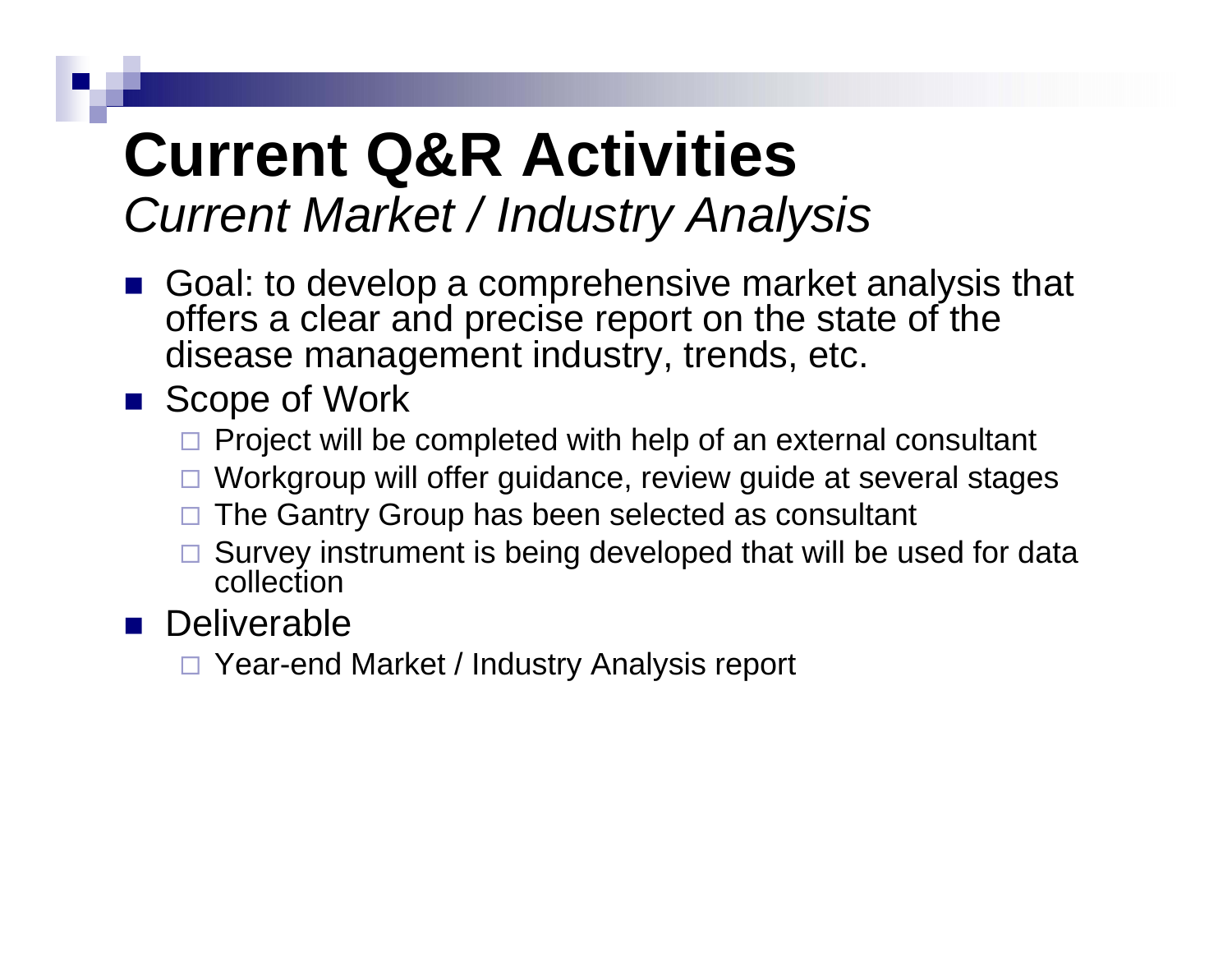# Current Q&R Activities

*Current Market / Industry Analysis*

- Goal: to develop a comprehensive market analysis that offers a clear and precise report on the state of the disease management industry, trends, etc.
- Scope of Work
  - Project will be completed with help of an external consultant
  - Workgroup will offer guidance, review guide at several stages
  - The Gantry Group has been selected as consultant
  - Survey instrument is being developed that will be used for data collection
- Deliverable
  - Year-end Market / Industry Analysis report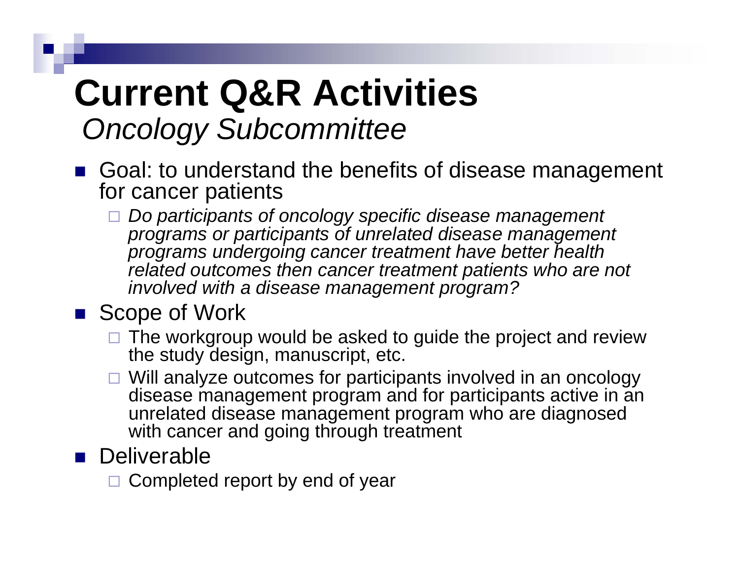# Current Q&R Activities

## *Oncology Subcommittee*

- Goal: to understand the benefits of disease management for cancer patients
  - *Do participants of oncology specific disease management programs or participants of unrelated disease management programs undergoing cancer treatment have better health related outcomes then cancer treatment patients who are not involved with a disease management program?*
- Scope of Work
  - The workgroup would be asked to guide the project and review the study design, manuscript, etc.
  - Will analyze outcomes for participants involved in an oncology disease management program and for participants active in an unrelated disease management program who are diagnosed with cancer and going through treatment
- Deliverable
  - Completed report by end of year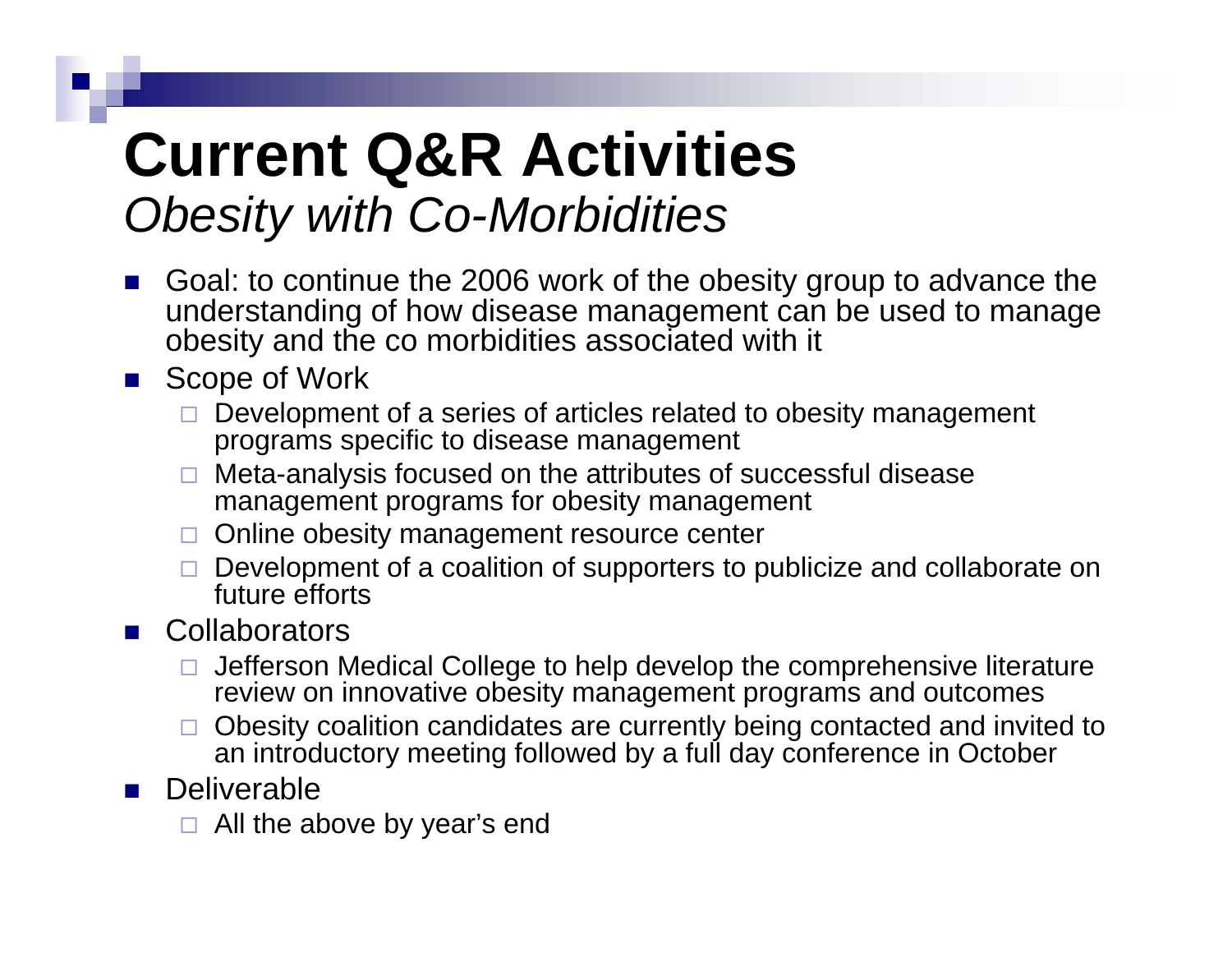# Current Q&R Activities

*Obesity with Co-Morbidities*

- Goal: to continue the 2006 work of the obesity group to advance the understanding of how disease management can be used to manage obesity and the co morbidities associated with it
- Scope of Work
  - Development of a series of articles related to obesity management programs specific to disease management
  - Meta-analysis focused on the attributes of successful disease management programs for obesity management
  - Online obesity management resource center
  - Development of a coalition of supporters to publicize and collaborate on future efforts
- Collaborators
  - Jefferson Medical College to help develop the comprehensive literature review on innovative obesity management programs and outcomes
  - Obesity coalition candidates are currently being contacted and invited to an introductory meeting followed by a full day conference in October
- Deliverable
  - All the above by year's end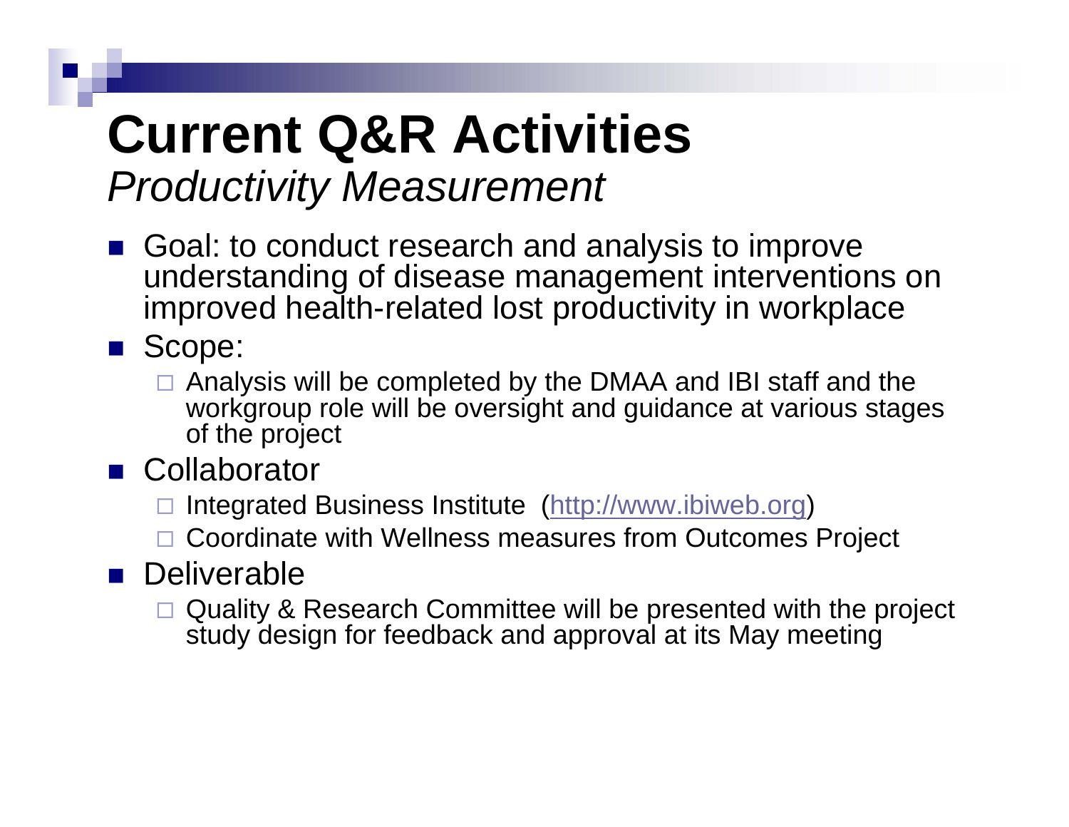# Current Q&R Activities

*Productivity Measurement*

- Goal: to conduct research and analysis to improve understanding of disease management interventions on improved health-related lost productivity in workplace
- Scope:
  - Analysis will be completed by the DMAA and IBI staff and the workgroup role will be oversight and guidance at various stages of the project
- Collaborator
  - Integrated Business Institute (http://www.ibiweb.org)
  - Coordinate with Wellness measures from Outcomes Project
- Deliverable
  - Quality & Research Committee will be presented with the project study design for feedback and approval at its May meeting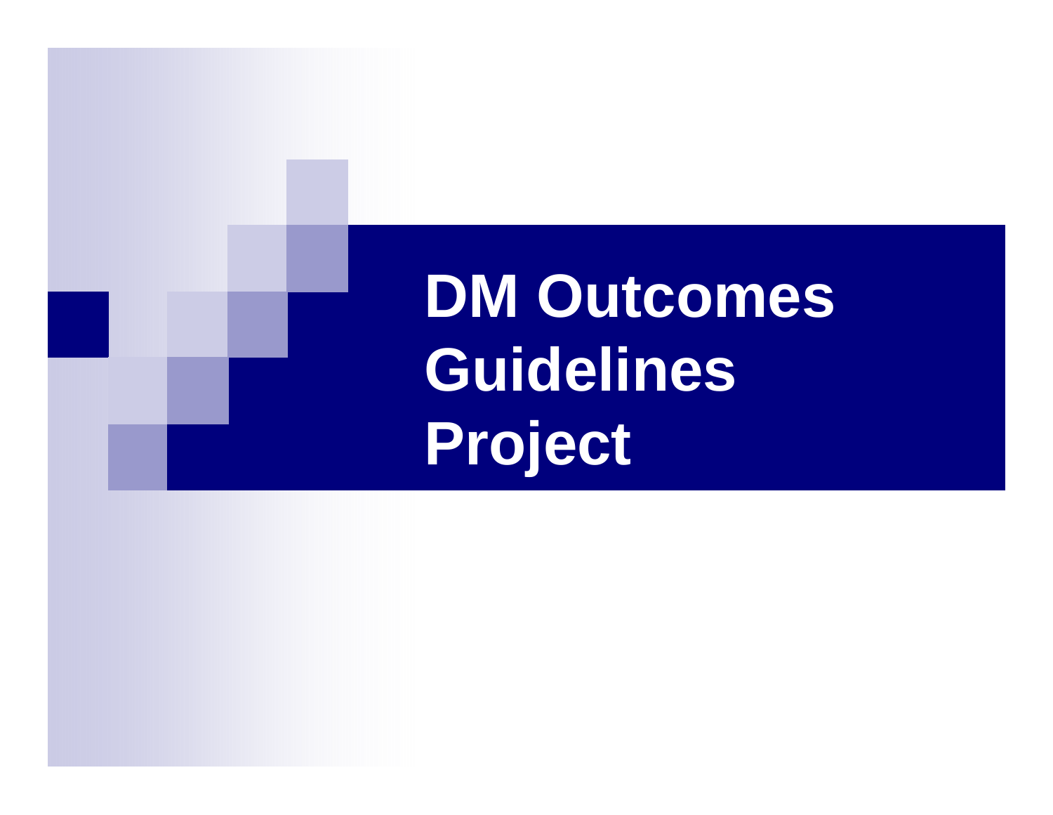# DM Outcomes Guidelines Project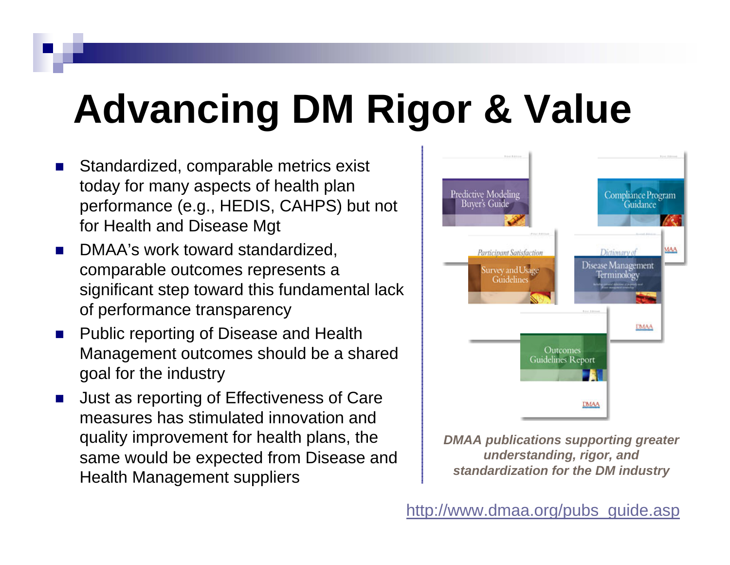# Advancing DM Rigor & Value

- Standardized, comparable metrics exist today for many aspects of health plan performance (e.g., HEDIS, CAHPS) but not for Health and Disease Mgt
- DMAA's work toward standardized, comparable outcomes represents a significant step toward this fundamental lack of performance transparency
- Public reporting of Disease and Health Management outcomes should be a shared goal for the industry
- Just as reporting of Effectiveness of Care measures has stimulated innovation and quality improvement for health plans, the same would be expected from Disease and Health Management suppliers

*DMAA publications supporting greater understanding, rigor, and standardization for the DM industry*

http://www.dmaa.org/pubs_guide.asp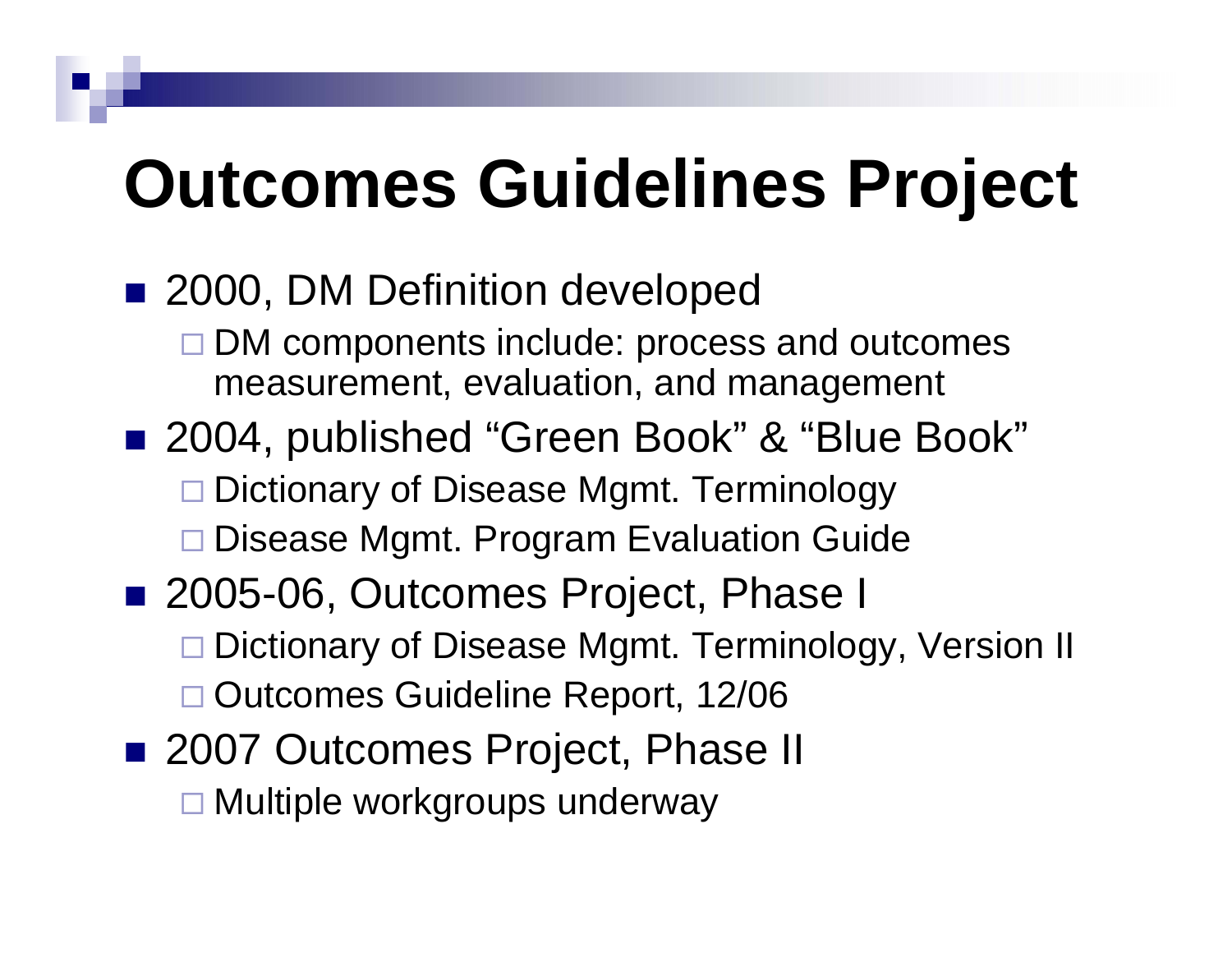# Outcomes Guidelines Project

- 2000, DM Definition developed
  - DM components include: process and outcomes measurement, evaluation, and management
- 2004, published "Green Book" & "Blue Book"
  - Dictionary of Disease Mgmt. Terminology
  - Disease Mgmt. Program Evaluation Guide
- 2005-06, Outcomes Project, Phase I
  - Dictionary of Disease Mgmt. Terminology, Version II
  - Outcomes Guideline Report, 12/06
- 2007 Outcomes Project, Phase II
  - Multiple workgroups underway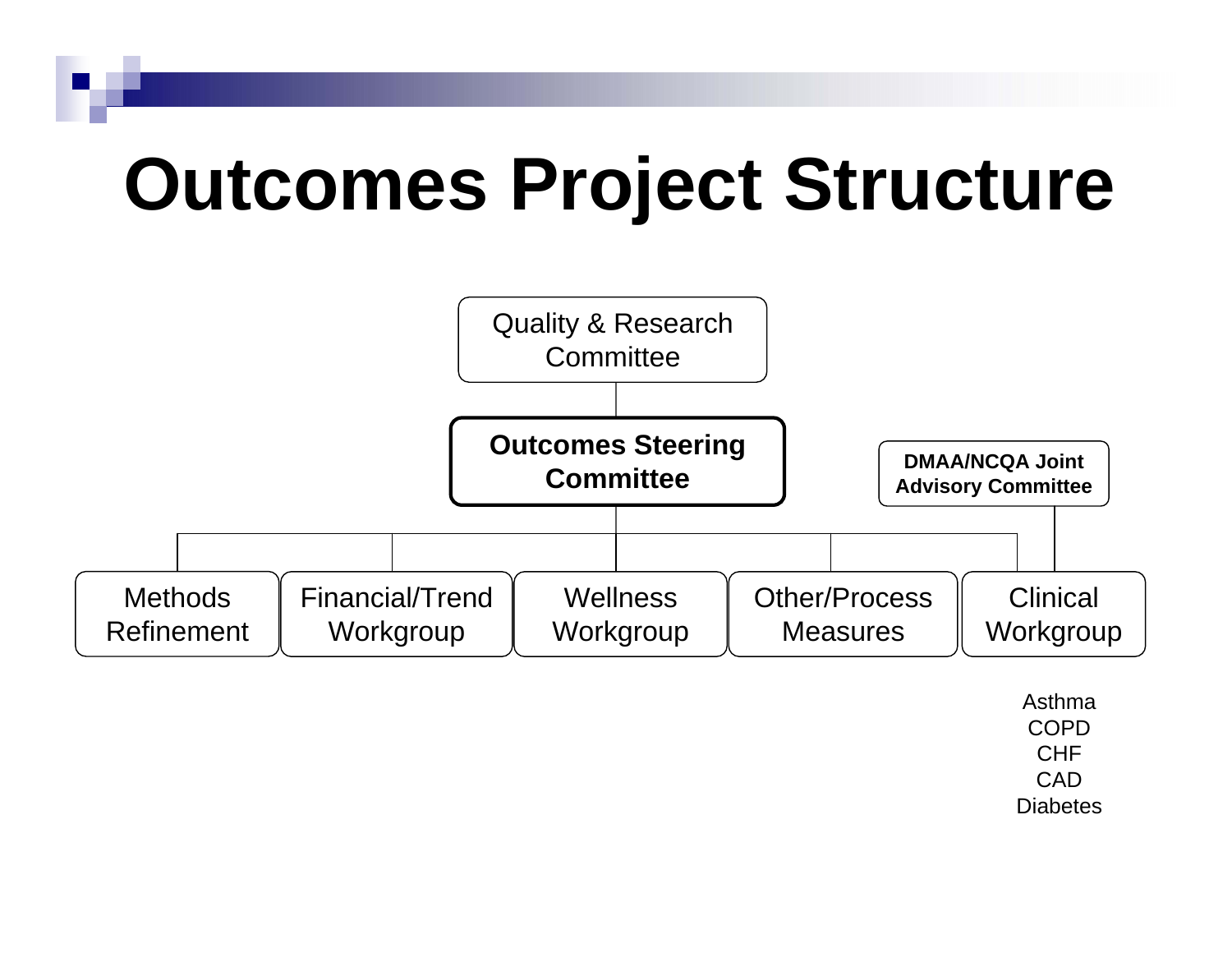# Outcomes Project Structure

- Quality & Research Committee
  - **Outcomes Steering Committee**
    - Methods Refinement
    - Financial/Trend Workgroup
    - Wellness Workgroup
    - Other/Process Measures
    - Clinical Workgroup
      - Asthma
      - COPD
      - CHF
      - CAD
      - Diabetes

**DMAA/NCQA Joint Advisory Committee** (linked to Clinical Workgroup)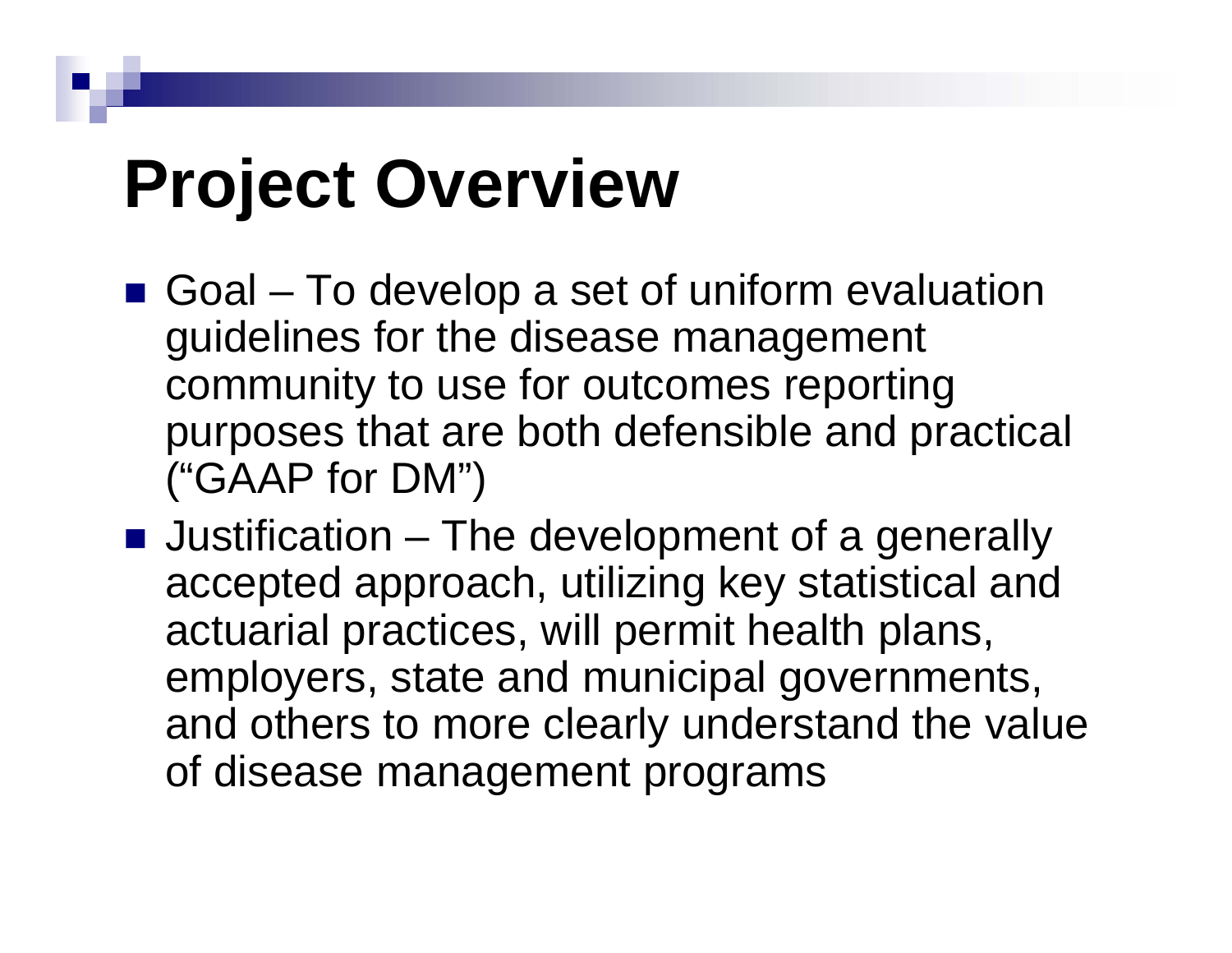# Project Overview

- Goal – To develop a set of uniform evaluation guidelines for the disease management community to use for outcomes reporting purposes that are both defensible and practical ("GAAP for DM")
- Justification – The development of a generally accepted approach, utilizing key statistical and actuarial practices, will permit health plans, employers, state and municipal governments, and others to more clearly understand the value of disease management programs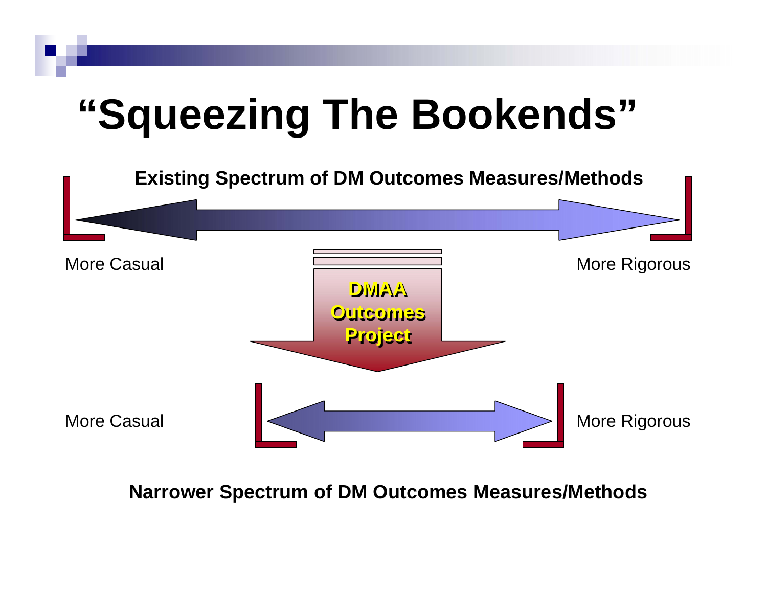# "Squeezing The Bookends"

**Existing Spectrum of DM Outcomes Measures/Methods**

More Casual — More Rigorous

**DMAA Outcomes Project**

More Casual — More Rigorous

**Narrower Spectrum of DM Outcomes Measures/Methods**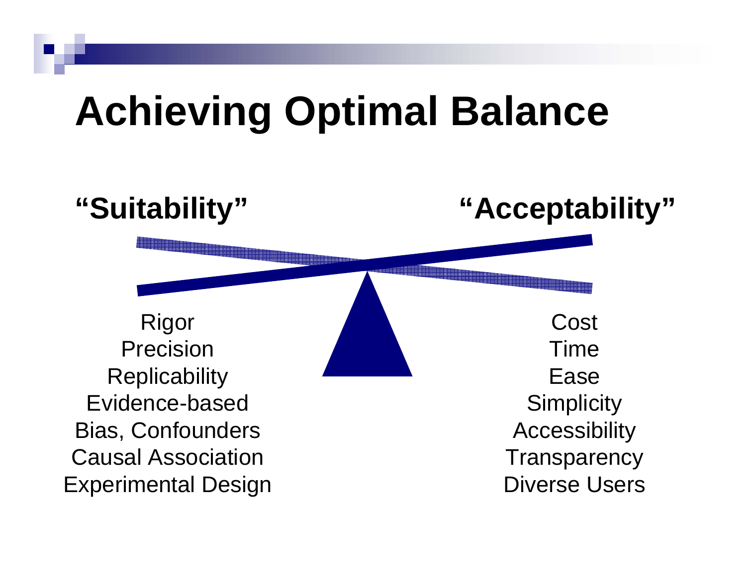# Achieving Optimal Balance

| **"Suitability"** | **"Acceptability"** |
| --- | --- |
| Rigor | Cost |
| Precision | Time |
| Replicability | Ease |
| Evidence-based | Simplicity |
| Bias, Confounders | Accessibility |
| Causal Association | Transparency |
| Experimental Design | Diverse Users |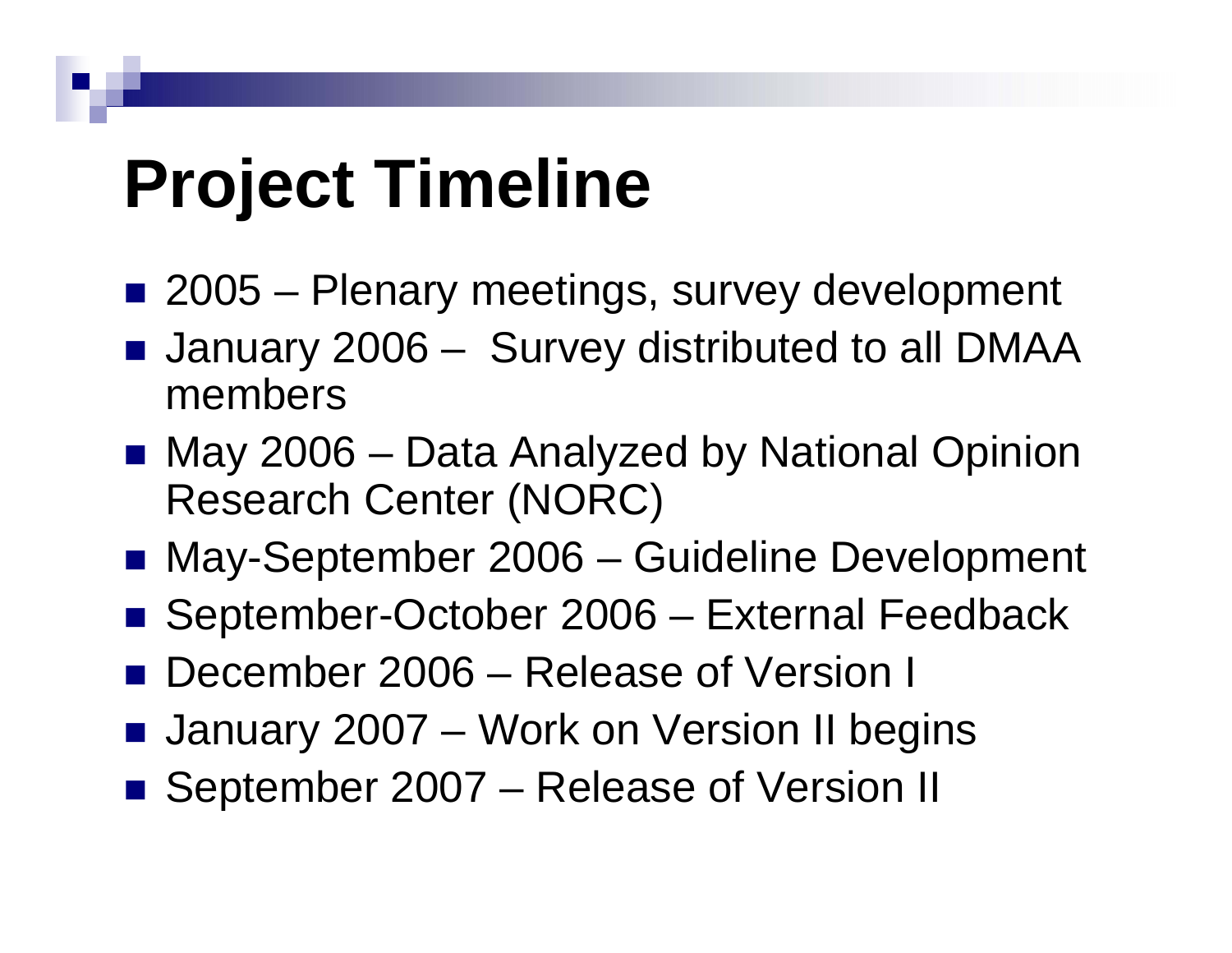# Project Timeline

- 2005 – Plenary meetings, survey development
- January 2006 – Survey distributed to all DMAA members
- May 2006 – Data Analyzed by National Opinion Research Center (NORC)
- May-September 2006 – Guideline Development
- September-October 2006 – External Feedback
- December 2006 – Release of Version I
- January 2007 – Work on Version II begins
- September 2007 – Release of Version II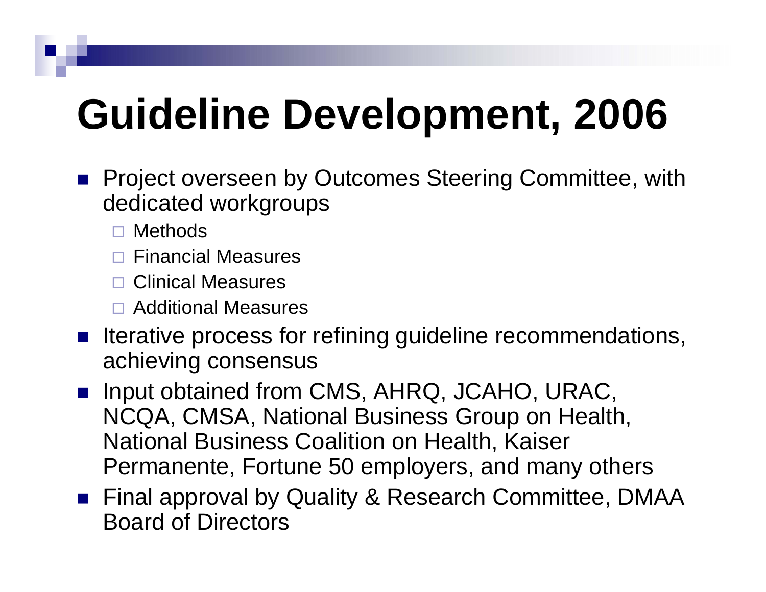# Guideline Development, 2006

- Project overseen by Outcomes Steering Committee, with dedicated workgroups
  - Methods
  - Financial Measures
  - Clinical Measures
  - Additional Measures
- Iterative process for refining guideline recommendations, achieving consensus
- Input obtained from CMS, AHRQ, JCAHO, URAC, NCQA, CMSA, National Business Group on Health, National Business Coalition on Health, Kaiser Permanente, Fortune 50 employers, and many others
- Final approval by Quality & Research Committee, DMAA Board of Directors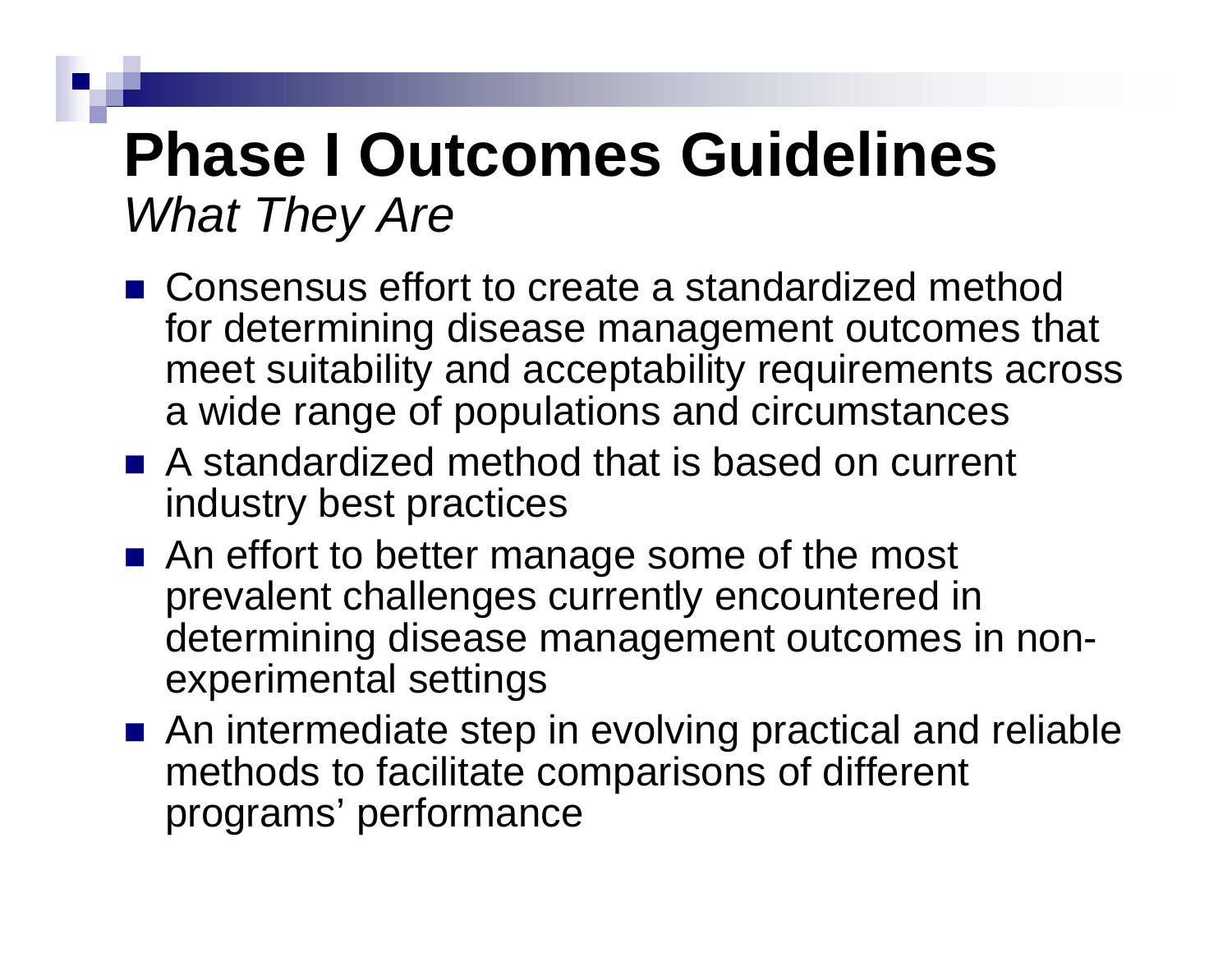# Phase I Outcomes Guidelines

*What They Are*

- Consensus effort to create a standardized method for determining disease management outcomes that meet suitability and acceptability requirements across a wide range of populations and circumstances
- A standardized method that is based on current industry best practices
- An effort to better manage some of the most prevalent challenges currently encountered in determining disease management outcomes in non-experimental settings
- An intermediate step in evolving practical and reliable methods to facilitate comparisons of different programs' performance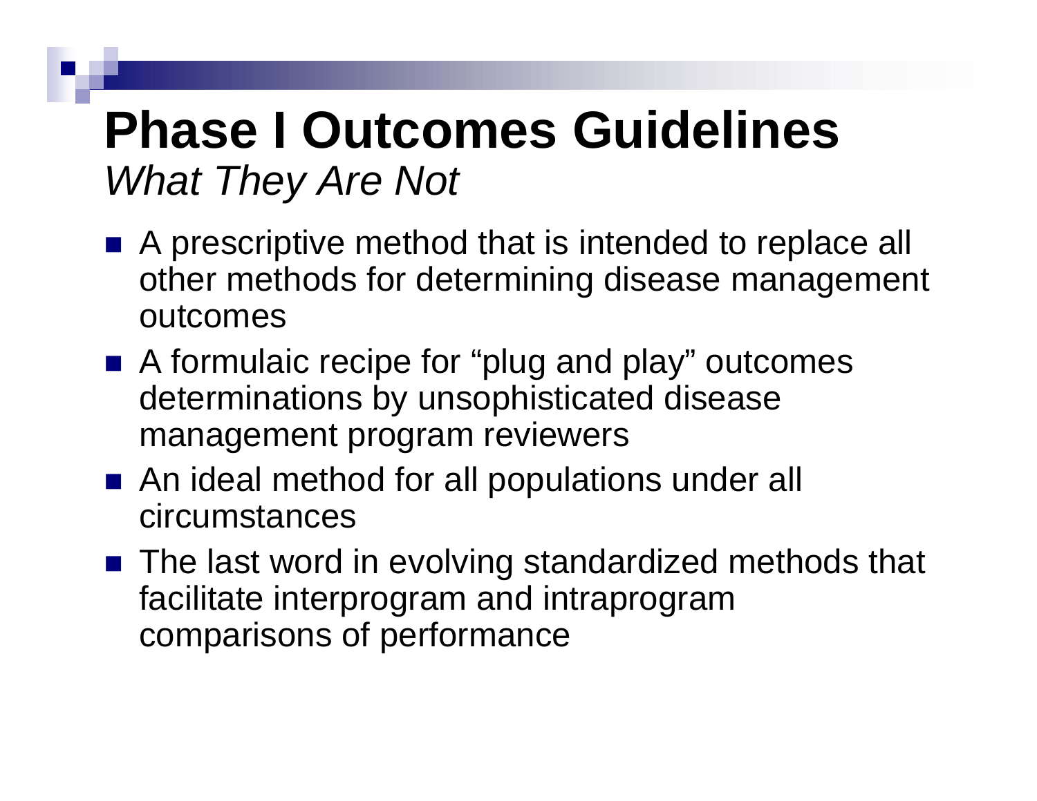# Phase I Outcomes Guidelines

*What They Are Not*

- A prescriptive method that is intended to replace all other methods for determining disease management outcomes
- A formulaic recipe for "plug and play" outcomes determinations by unsophisticated disease management program reviewers
- An ideal method for all populations under all circumstances
- The last word in evolving standardized methods that facilitate interprogram and intraprogram comparisons of performance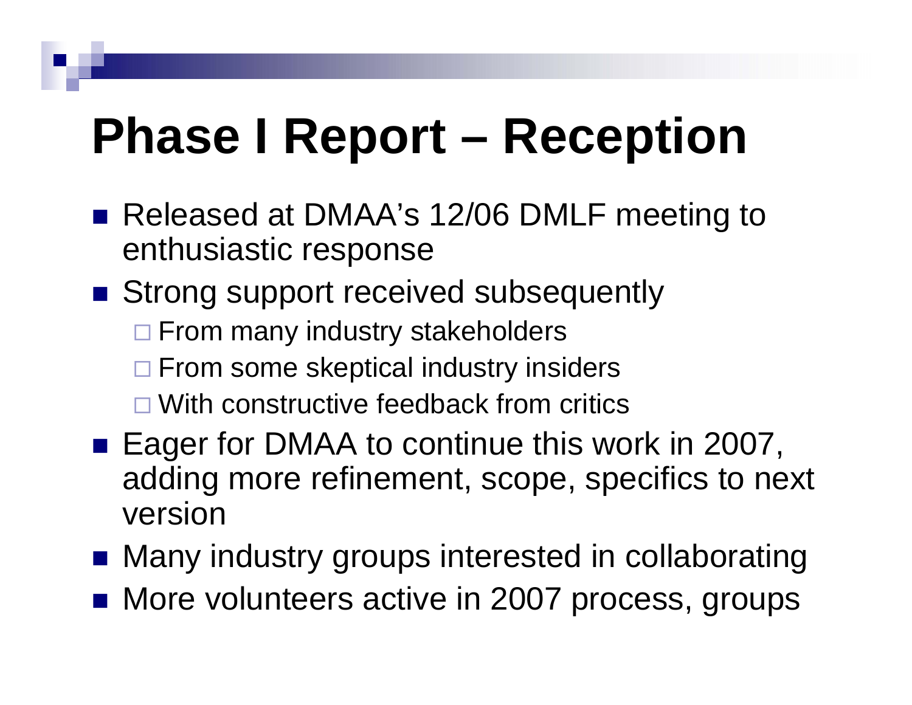# Phase I Report – Reception

- Released at DMAA's 12/06 DMLF meeting to enthusiastic response
- Strong support received subsequently
  - From many industry stakeholders
  - From some skeptical industry insiders
  - With constructive feedback from critics
- Eager for DMAA to continue this work in 2007, adding more refinement, scope, specifics to next version
- Many industry groups interested in collaborating
- More volunteers active in 2007 process, groups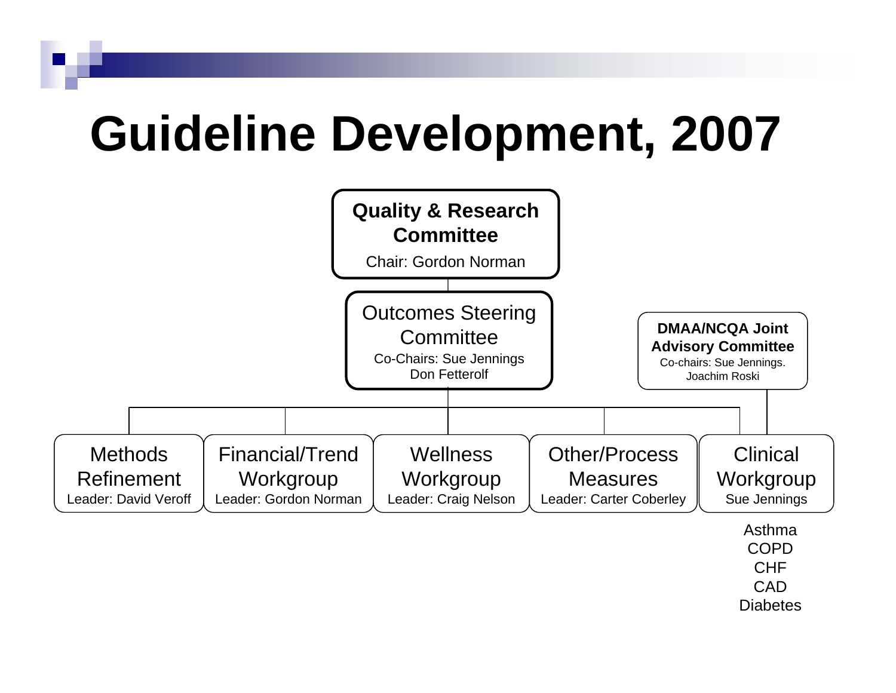# Guideline Development, 2007

**Quality & Research Committee**
Chair: Gordon Norman

- **Outcomes Steering Committee**
  Co-Chairs: Sue Jennings, Don Fetterolf
  - Methods Refinement
    Leader: David Veroff
  - Financial/Trend Workgroup
    Leader: Gordon Norman
  - Wellness Workgroup
    Leader: Craig Nelson
  - Other/Process Measures
    Leader: Carter Coberley
  - Clinical Workgroup
    Sue Jennings
    - Asthma
    - COPD
    - CHF
    - CAD
    - Diabetes

**DMAA/NCQA Joint Advisory Committee**
Co-chairs: Sue Jennings. Joachim Roski
- Clinical Workgroup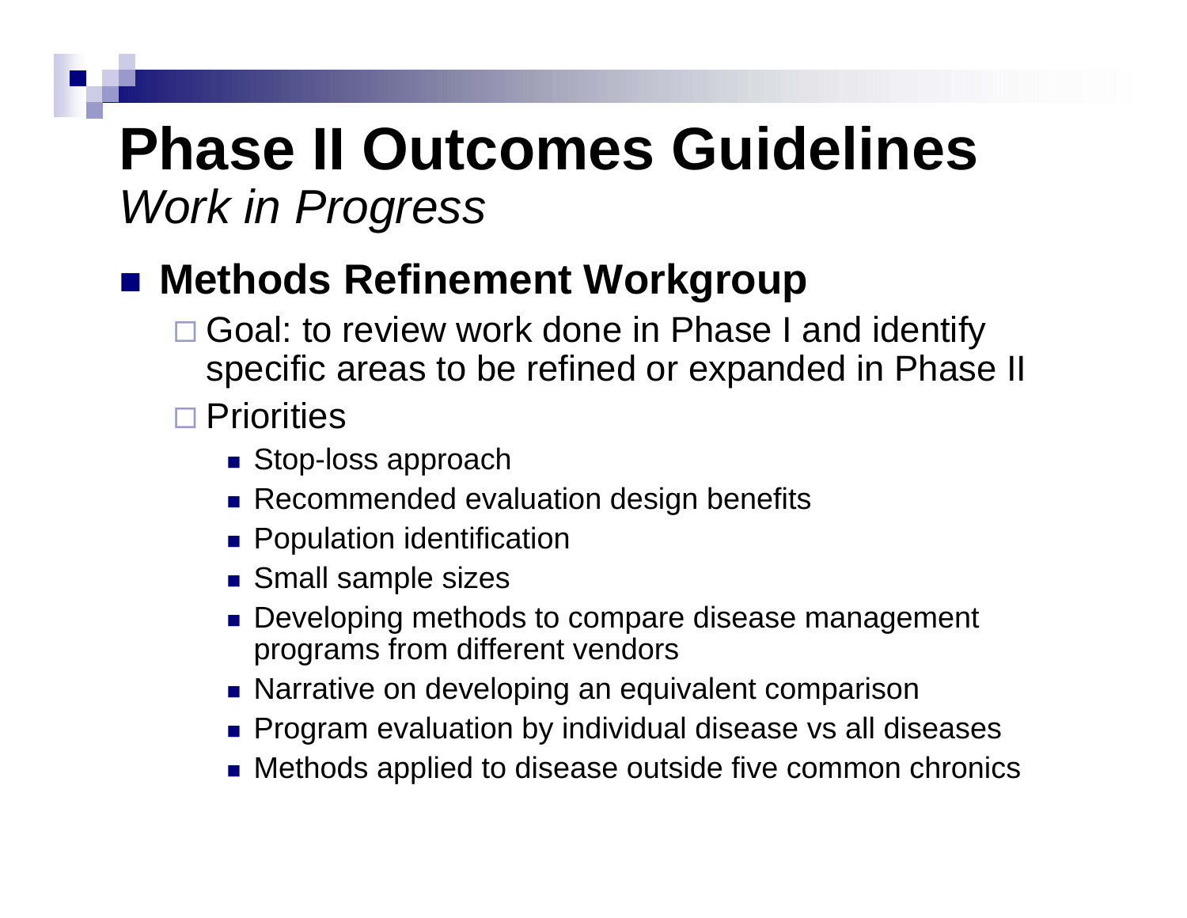# Phase II Outcomes Guidelines

*Work in Progress*

- **Methods Refinement Workgroup**
  - Goal: to review work done in Phase I and identify specific areas to be refined or expanded in Phase II
  - Priorities
    - Stop-loss approach
    - Recommended evaluation design benefits
    - Population identification
    - Small sample sizes
    - Developing methods to compare disease management programs from different vendors
    - Narrative on developing an equivalent comparison
    - Program evaluation by individual disease vs all diseases
    - Methods applied to disease outside five common chronics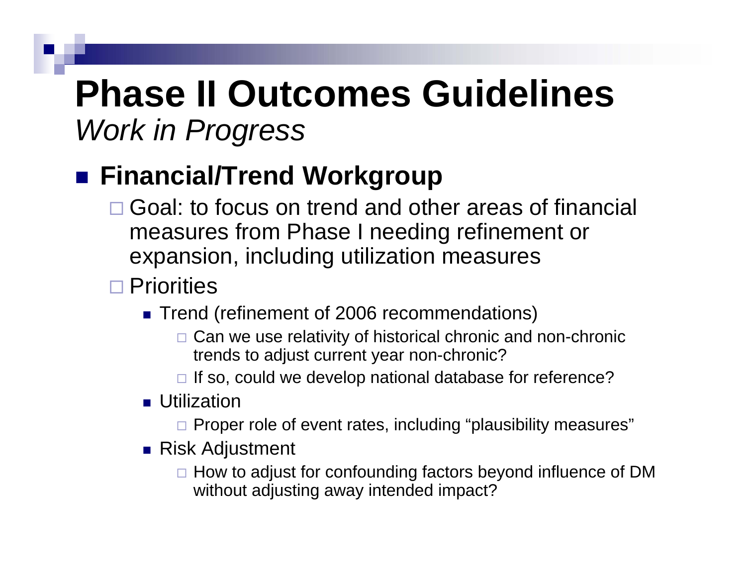# Phase II Outcomes Guidelines

*Work in Progress*

- **Financial/Trend Workgroup**
  - Goal: to focus on trend and other areas of financial measures from Phase I needing refinement or expansion, including utilization measures
  - Priorities
    - Trend (refinement of 2006 recommendations)
      - Can we use relativity of historical chronic and non-chronic trends to adjust current year non-chronic?
      - If so, could we develop national database for reference?
    - Utilization
      - Proper role of event rates, including "plausibility measures"
    - Risk Adjustment
      - How to adjust for confounding factors beyond influence of DM without adjusting away intended impact?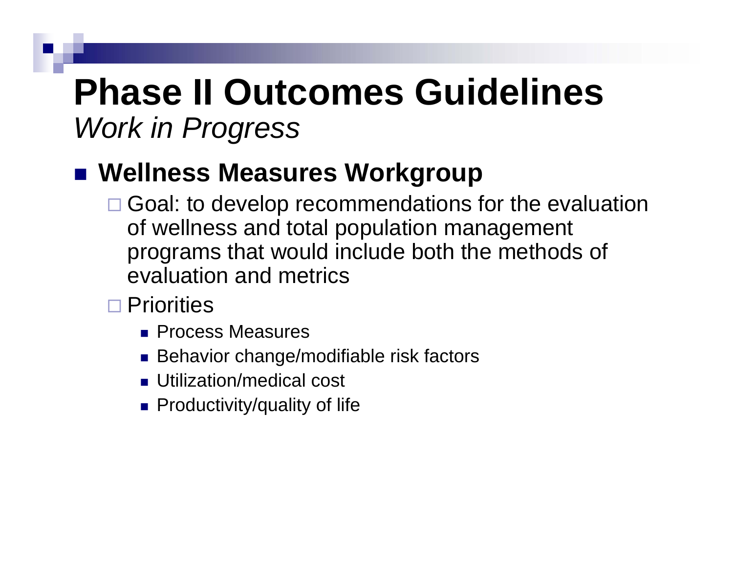# Phase II Outcomes Guidelines

*Work in Progress*

- **Wellness Measures Workgroup**
  - Goal: to develop recommendations for the evaluation of wellness and total population management programs that would include both the methods of evaluation and metrics
  - Priorities
    - Process Measures
    - Behavior change/modifiable risk factors
    - Utilization/medical cost
    - Productivity/quality of life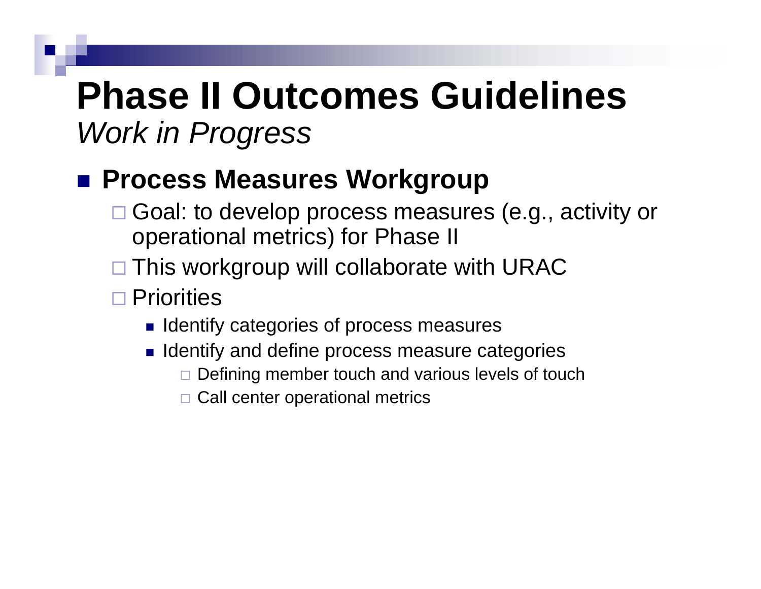# Phase II Outcomes Guidelines

*Work in Progress*

- **Process Measures Workgroup**
  - Goal: to develop process measures (e.g., activity or operational metrics) for Phase II
  - This workgroup will collaborate with URAC
  - Priorities
    - Identify categories of process measures
    - Identify and define process measure categories
      - Defining member touch and various levels of touch
      - Call center operational metrics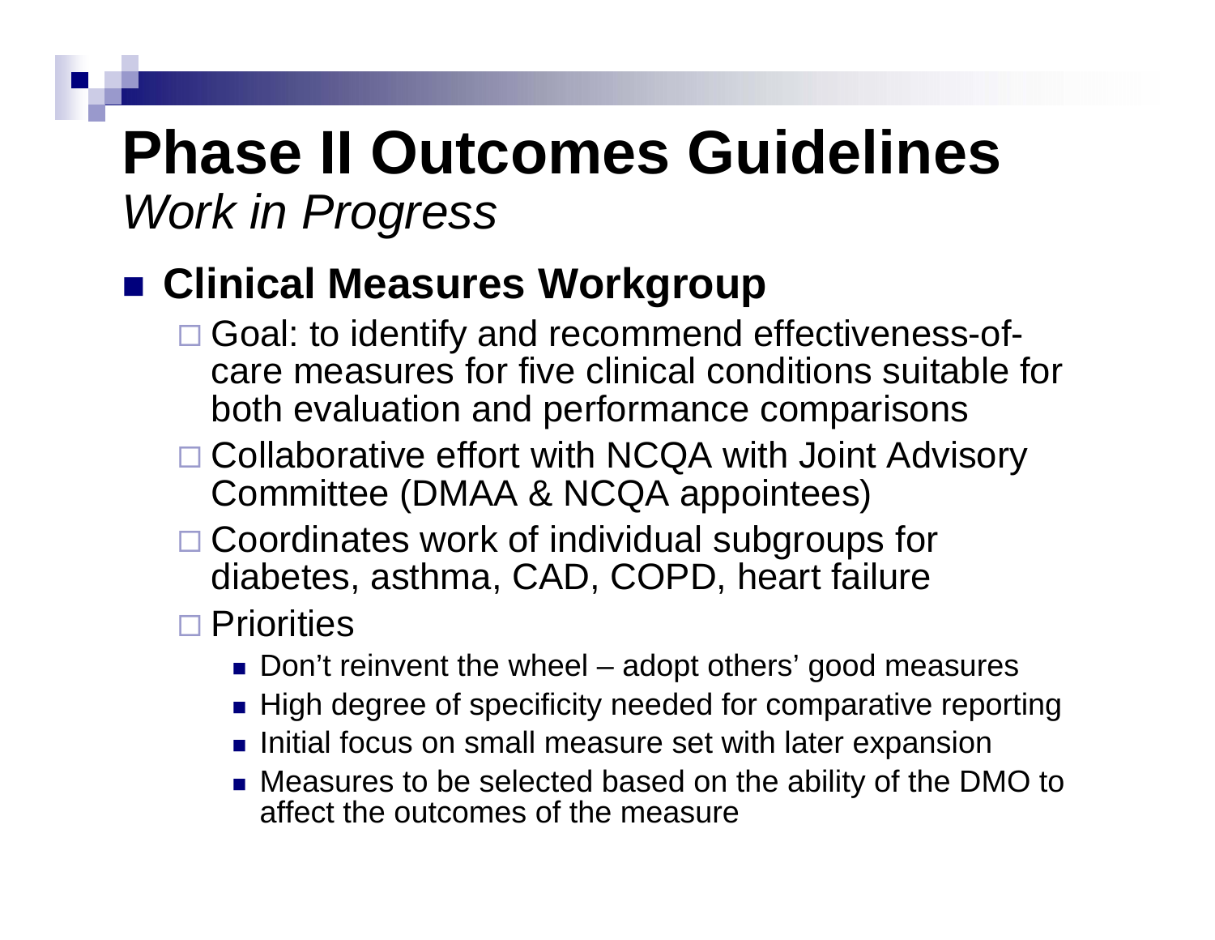# Phase II Outcomes Guidelines

*Work in Progress*

- **Clinical Measures Workgroup**
  - Goal: to identify and recommend effectiveness-of-care measures for five clinical conditions suitable for both evaluation and performance comparisons
  - Collaborative effort with NCQA with Joint Advisory Committee (DMAA & NCQA appointees)
  - Coordinates work of individual subgroups for diabetes, asthma, CAD, COPD, heart failure
  - Priorities
    - Don't reinvent the wheel – adopt others' good measures
    - High degree of specificity needed for comparative reporting
    - Initial focus on small measure set with later expansion
    - Measures to be selected based on the ability of the DMO to affect the outcomes of the measure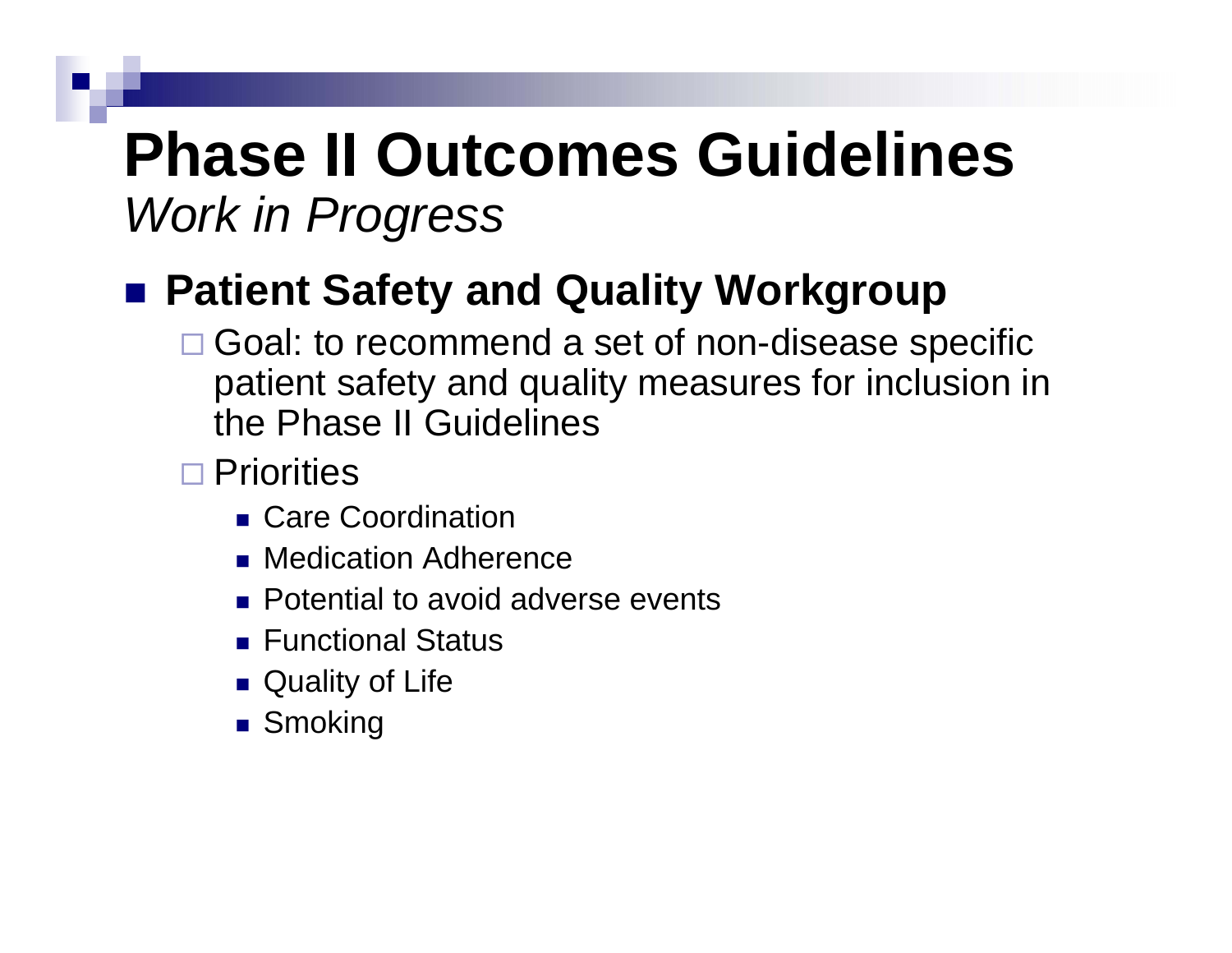# Phase II Outcomes Guidelines

*Work in Progress*

- **Patient Safety and Quality Workgroup**
  - Goal: to recommend a set of non-disease specific patient safety and quality measures for inclusion in the Phase II Guidelines
  - Priorities
    - Care Coordination
    - Medication Adherence
    - Potential to avoid adverse events
    - Functional Status
    - Quality of Life
    - Smoking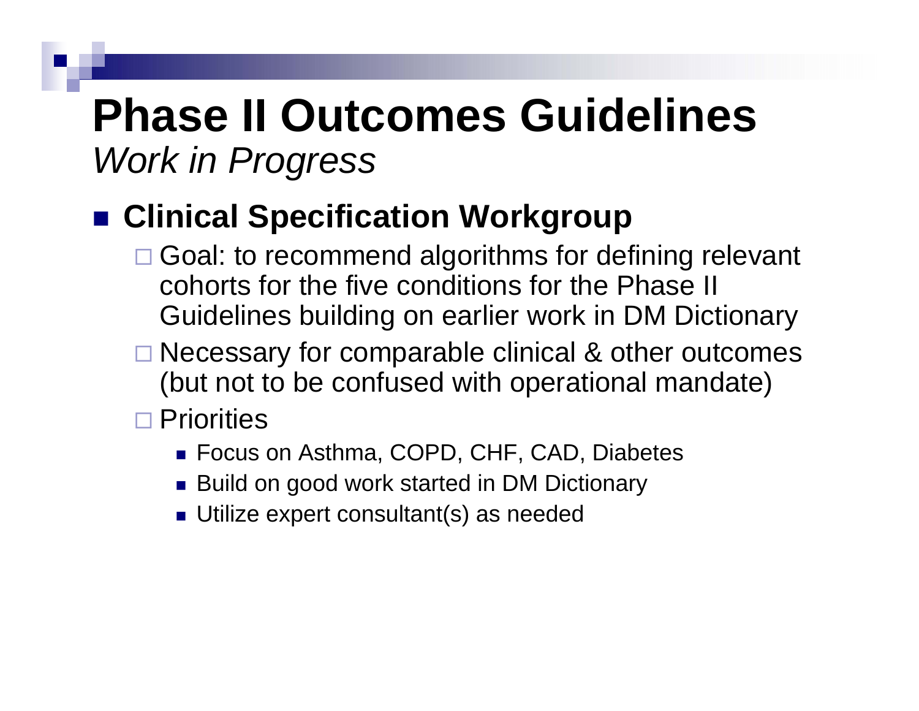# Phase II Outcomes Guidelines

*Work in Progress*

- **Clinical Specification Workgroup**
  - Goal: to recommend algorithms for defining relevant cohorts for the five conditions for the Phase II Guidelines building on earlier work in DM Dictionary
  - Necessary for comparable clinical & other outcomes (but not to be confused with operational mandate)
  - Priorities
    - Focus on Asthma, COPD, CHF, CAD, Diabetes
    - Build on good work started in DM Dictionary
    - Utilize expert consultant(s) as needed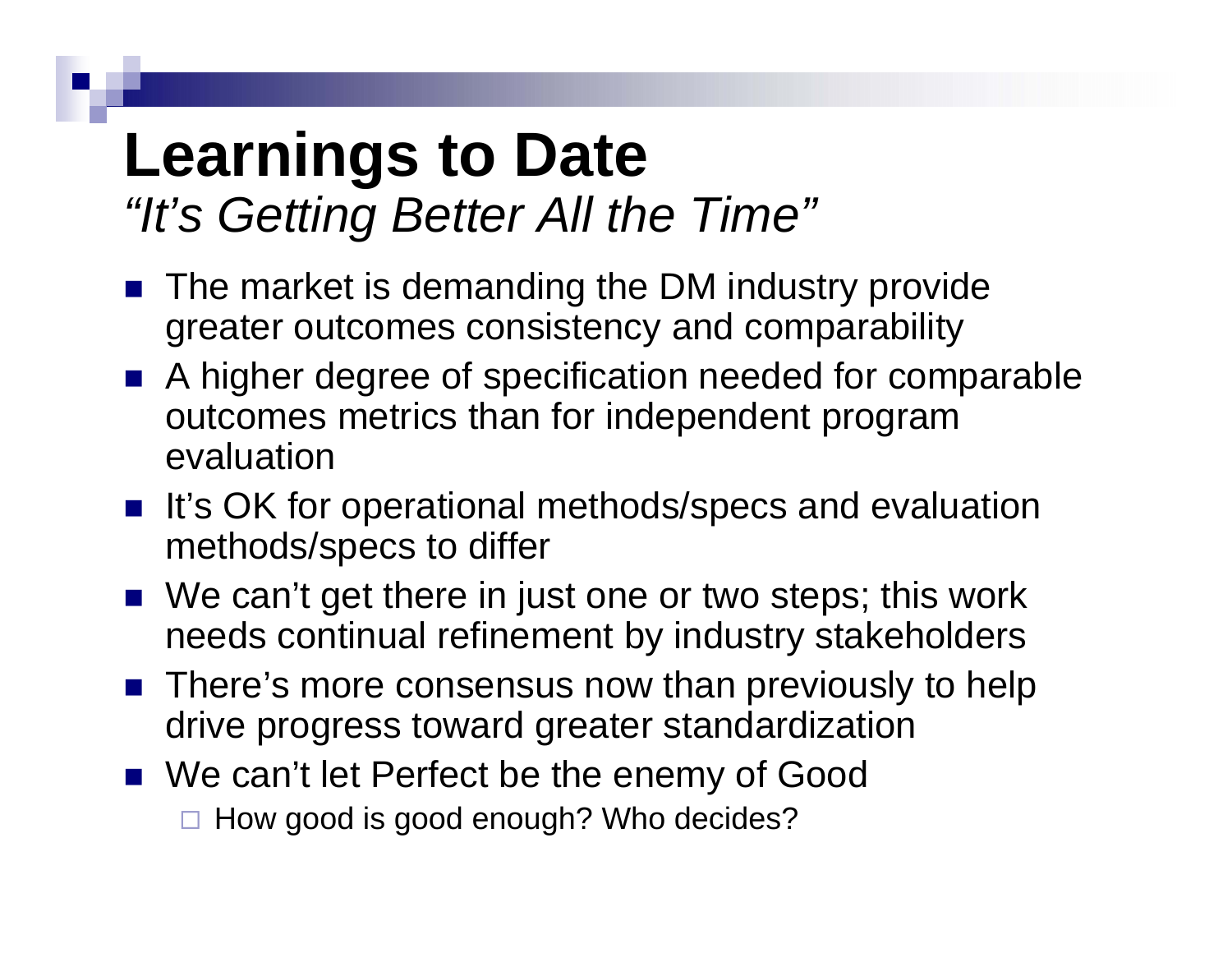# Learnings to Date

*"It's Getting Better All the Time"*

- The market is demanding the DM industry provide greater outcomes consistency and comparability
- A higher degree of specification needed for comparable outcomes metrics than for independent program evaluation
- It's OK for operational methods/specs and evaluation methods/specs to differ
- We can't get there in just one or two steps; this work needs continual refinement by industry stakeholders
- There's more consensus now than previously to help drive progress toward greater standardization
- We can't let Perfect be the enemy of Good
  - How good is good enough? Who decides?